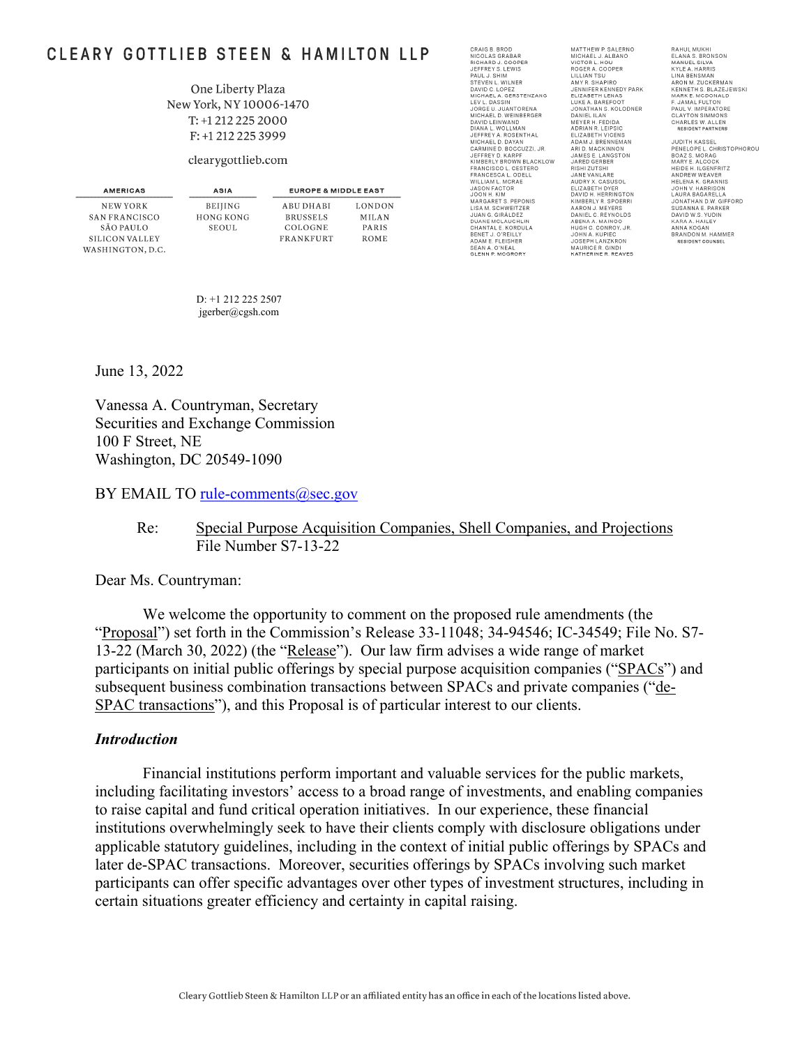# CLEARY GOTTLIEB STEEN & HAMILTON LLP

One Liberty Plaza
New York, NY 10006-1470
T: +1 212 225 2000
F: +1 212 225 3999

clearygottlieb.com

| AMERICAS | ASIA | EUROPE & MIDDLE EAST | |
|---|---|---|---|
| NEW YORK | BEIJING | ABU DHABI | LONDON |
| SAN FRANCISCO | HONG KONG | BRUSSELS | MILAN |
| SÃO PAULO | SEOUL | COLOGNE | PARIS |
| SILICON VALLEY | | FRANKFURT | ROME |
| WASHINGTON, D.C. | | | |

CRAIG B. BROD
NICOLAS GRABAR
RICHARD J. COOPER
JEFFREY S. LEWIS
PAUL J. SHIM
STEVEN L. WILNER
DAVID C. LOPEZ
MICHAEL A. GERSTENZANG
LEV L. DASSIN
JORGE U. JUANTORENA
MICHAEL D. WEINBERGER
DAVID LEINWAND
DIANA L. WOLLMAN
JEFFREY A. ROSENTHAL
MICHAEL D. DAYAN
CARMINE D. BOCCUZZI, JR.
JEFFREY D. KARPF
KIMBERLY BROWN BLACKLOW
FRANCISCO L. CESTERO
FRANCESCA L. ODELL
WILLIAM L. MCRAE
JASON FACTOR
JOON H. KIM
MARGARET S. PEPONIS
LISA M. SCHWEITZER
JUAN G. GIRÁLDEZ
DUANE MCLAUGHLIN
CHANTAL E. KORDULA
BENET J. O'REILLY
ADAM E. FLEISHER
SEAN A. O'NEAL
GLENN P. MCGRORY
MATTHEW P. SALERNO
MICHAEL J. ALBANO
VICTOR L. HOU
ROGER A. COOPER
LILLIAN TSU
AMY R. SHAPIRO
JENNIFER KENNEDY PARK
ELIZABETH LENAS
LUKE A. BAREFOOT
JONATHAN S. KOLODNER
DANIEL ILAN
MEYER H. FEDIDA
ADRIAN R. LEIPSIC
ELIZABETH VICENS
ADAM J. BRENNEMAN
ARI D. MACKINNON
JAMES E. LANGSTON
JARED GERBER
RISHI ZUTSHI
JANE VANLARE
AUDRY X. CASUSOL
ELIZABETH DYER
DAVID H. HERRINGTON
KIMBERLY R. SPOERRI
AARON J. MEYERS
DANIEL C. REYNOLDS
ABENA A. MAINOO
HUGH C. CONROY, JR.
JOHN A. KUPIEC
JOSEPH LANZKRON
MAURICE R. GINDI
KATHERINE R. REAVES
RAHUL MUKHI
ELANA S. BRONSON
MANUEL SILVA
KYLE A. HARRIS
LINA BENSMAN
ARON M. ZUCKERMAN
KENNETH S. BLAZEJEWSKI
MARK E. MCDONALD
F. JAMAL FULTON
PAUL V. IMPERATORE
CLAYTON SIMMONS
CHARLES W. ALLEN
RESIDENT PARTNERS

JUDITH KASSEL
PENELOPE L. CHRISTOPHOROU
BOAZ S. MORAG
MARY E. ALCOCK
HEIDE H. ILGENFRITZ
ANDREW WEAVER
HELENA K. GRANNIS
JOHN V. HARRISON
LAURA BAGARELLA
JONATHAN D.W. GIFFORD
SUSANNA E. PARKER
DAVID W.S. YUDIN
KARA A. HAILEY
ANNA KOGAN
BRANDON M. HAMMER
RESIDENT COUNSEL

D: +1 212 225 2507
jgerber@cgsh.com

June 13, 2022

Vanessa A. Countryman, Secretary
Securities and Exchange Commission
100 F Street, NE
Washington, DC 20549-1090

BY EMAIL TO rule-comments@sec.gov

Re: Special Purpose Acquisition Companies, Shell Companies, and Projections
File Number S7-13-22

Dear Ms. Countryman:

We welcome the opportunity to comment on the proposed rule amendments (the "Proposal") set forth in the Commission's Release 33-11048; 34-94546; IC-34549; File No. S7-13-22 (March 30, 2022) (the "Release"). Our law firm advises a wide range of market participants on initial public offerings by special purpose acquisition companies ("SPACs") and subsequent business combination transactions between SPACs and private companies ("de-SPAC transactions"), and this Proposal is of particular interest to our clients.

***Introduction***

Financial institutions perform important and valuable services for the public markets, including facilitating investors' access to a broad range of investments, and enabling companies to raise capital and fund critical operation initiatives. In our experience, these financial institutions overwhelmingly seek to have their clients comply with disclosure obligations under applicable statutory guidelines, including in the context of initial public offerings by SPACs and later de-SPAC transactions. Moreover, securities offerings by SPACs involving such market participants can offer specific advantages over other types of investment structures, including in certain situations greater efficiency and certainty in capital raising.

Cleary Gottlieb Steen & Hamilton LLP or an affiliated entity has an office in each of the locations listed above.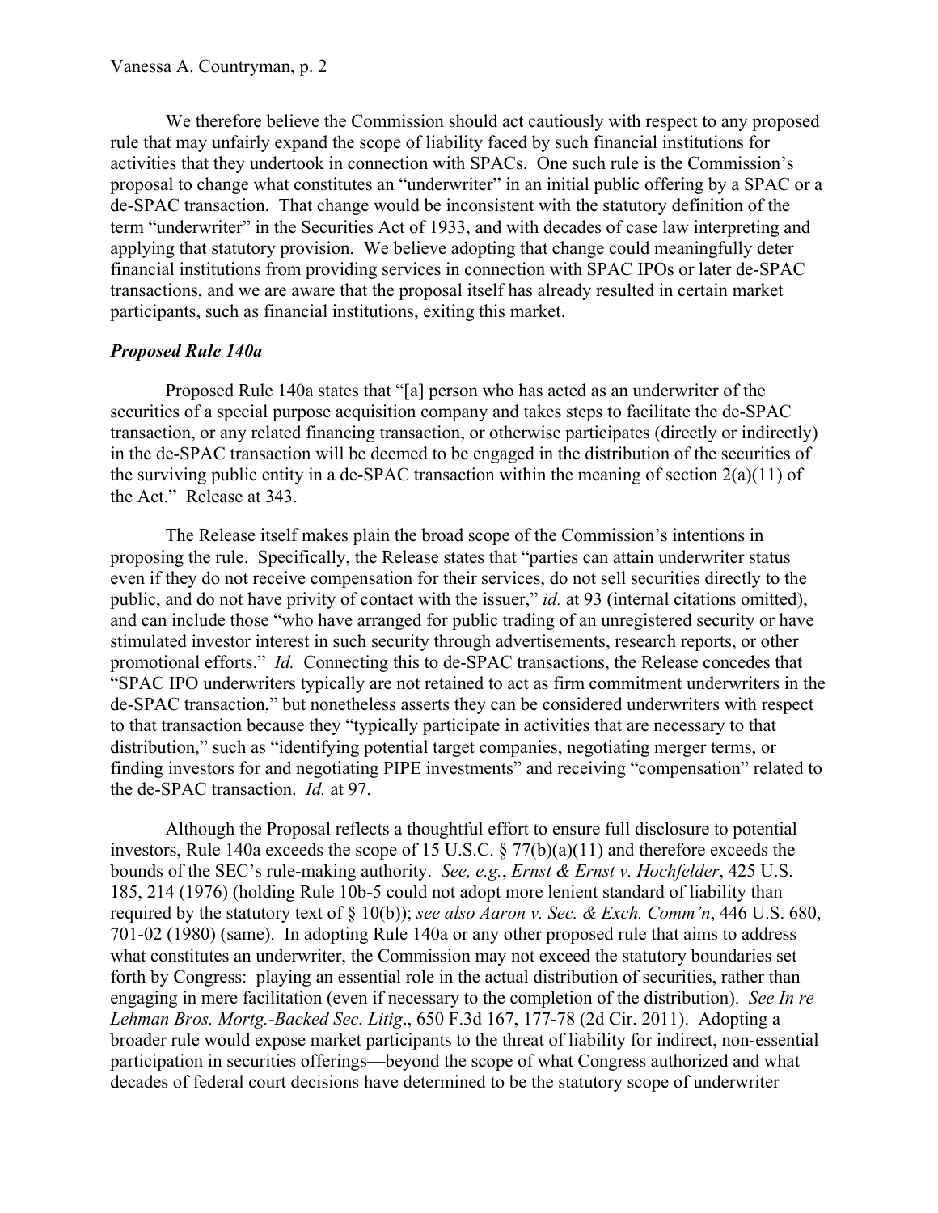We therefore believe the Commission should act cautiously with respect to any proposed rule that may unfairly expand the scope of liability faced by such financial institutions for activities that they undertook in connection with SPACs. One such rule is the Commission's proposal to change what constitutes an "underwriter" in an initial public offering by a SPAC or a de-SPAC transaction. That change would be inconsistent with the statutory definition of the term "underwriter" in the Securities Act of 1933, and with decades of case law interpreting and applying that statutory provision. We believe adopting that change could meaningfully deter financial institutions from providing services in connection with SPAC IPOs or later de-SPAC transactions, and we are aware that the proposal itself has already resulted in certain market participants, such as financial institutions, exiting this market.

### ***Proposed Rule 140a***

Proposed Rule 140a states that "[a] person who has acted as an underwriter of the securities of a special purpose acquisition company and takes steps to facilitate the de-SPAC transaction, or any related financing transaction, or otherwise participates (directly or indirectly) in the de-SPAC transaction will be deemed to be engaged in the distribution of the securities of the surviving public entity in a de-SPAC transaction within the meaning of section 2(a)(11) of the Act." Release at 343.

The Release itself makes plain the broad scope of the Commission's intentions in proposing the rule. Specifically, the Release states that "parties can attain underwriter status even if they do not receive compensation for their services, do not sell securities directly to the public, and do not have privity of contact with the issuer," *id.* at 93 (internal citations omitted), and can include those "who have arranged for public trading of an unregistered security or have stimulated investor interest in such security through advertisements, research reports, or other promotional efforts." *Id.* Connecting this to de-SPAC transactions, the Release concedes that "SPAC IPO underwriters typically are not retained to act as firm commitment underwriters in the de-SPAC transaction," but nonetheless asserts they can be considered underwriters with respect to that transaction because they "typically participate in activities that are necessary to that distribution," such as "identifying potential target companies, negotiating merger terms, or finding investors for and negotiating PIPE investments" and receiving "compensation" related to the de-SPAC transaction. *Id.* at 97.

Although the Proposal reflects a thoughtful effort to ensure full disclosure to potential investors, Rule 140a exceeds the scope of 15 U.S.C. § 77(b)(a)(11) and therefore exceeds the bounds of the SEC's rule-making authority. *See, e.g.*, *Ernst & Ernst v. Hochfelder*, 425 U.S. 185, 214 (1976) (holding Rule 10b-5 could not adopt more lenient standard of liability than required by the statutory text of § 10(b)); *see also Aaron v. Sec. & Exch. Comm'n*, 446 U.S. 680, 701-02 (1980) (same). In adopting Rule 140a or any other proposed rule that aims to address what constitutes an underwriter, the Commission may not exceed the statutory boundaries set forth by Congress: playing an essential role in the actual distribution of securities, rather than engaging in mere facilitation (even if necessary to the completion of the distribution). *See In re Lehman Bros. Mortg.-Backed Sec. Litig*., 650 F.3d 167, 177-78 (2d Cir. 2011). Adopting a broader rule would expose market participants to the threat of liability for indirect, non-essential participation in securities offerings—beyond the scope of what Congress authorized and what decades of federal court decisions have determined to be the statutory scope of underwriter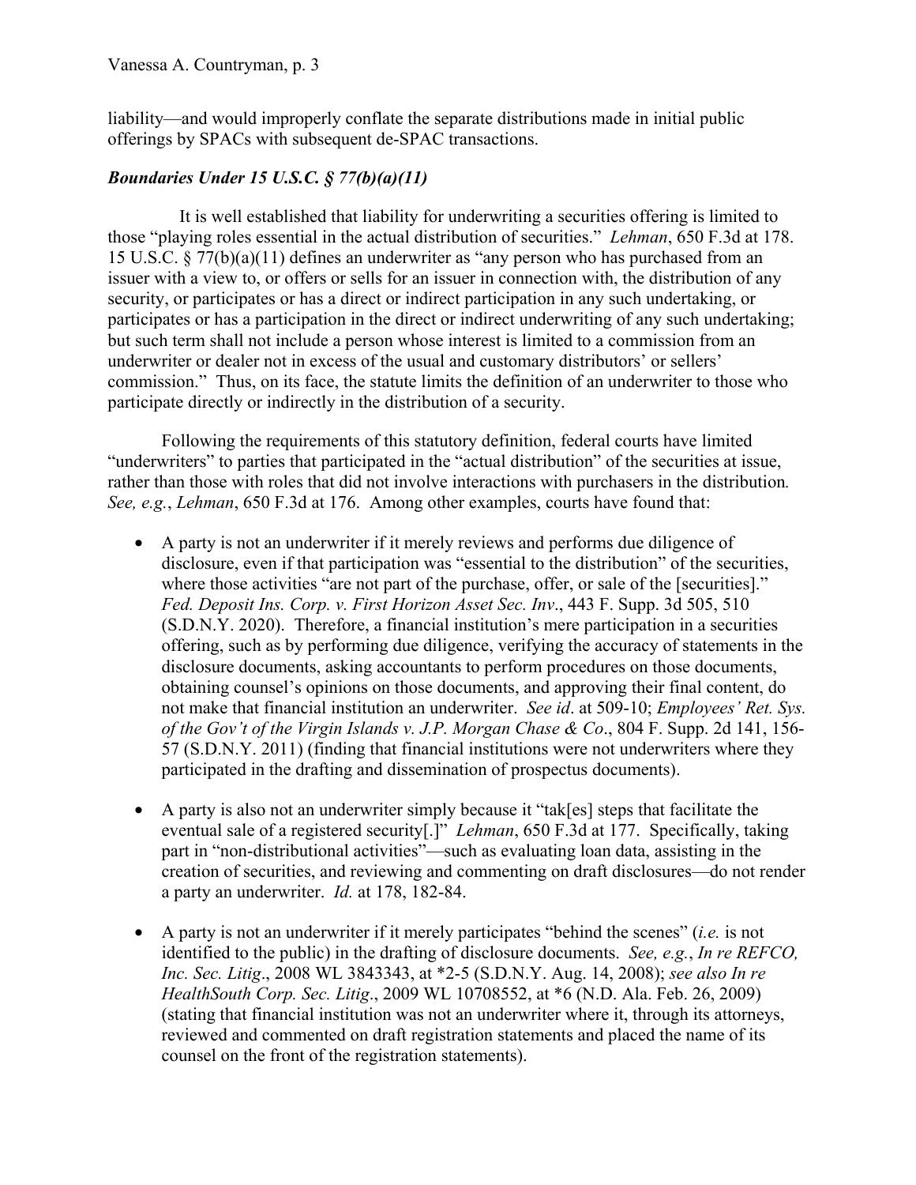liability—and would improperly conflate the separate distributions made in initial public offerings by SPACs with subsequent de-SPAC transactions.

### *Boundaries Under 15 U.S.C. § 77(b)(a)(11)*

It is well established that liability for underwriting a securities offering is limited to those "playing roles essential in the actual distribution of securities." *Lehman*, 650 F.3d at 178. 15 U.S.C. § 77(b)(a)(11) defines an underwriter as "any person who has purchased from an issuer with a view to, or offers or sells for an issuer in connection with, the distribution of any security, or participates or has a direct or indirect participation in any such undertaking, or participates or has a participation in the direct or indirect underwriting of any such undertaking; but such term shall not include a person whose interest is limited to a commission from an underwriter or dealer not in excess of the usual and customary distributors' or sellers' commission." Thus, on its face, the statute limits the definition of an underwriter to those who participate directly or indirectly in the distribution of a security.

Following the requirements of this statutory definition, federal courts have limited "underwriters" to parties that participated in the "actual distribution" of the securities at issue, rather than those with roles that did not involve interactions with purchasers in the distribution. *See, e.g.*, *Lehman*, 650 F.3d at 176. Among other examples, courts have found that:

- A party is not an underwriter if it merely reviews and performs due diligence of disclosure, even if that participation was "essential to the distribution" of the securities, where those activities "are not part of the purchase, offer, or sale of the [securities]." *Fed. Deposit Ins. Corp. v. First Horizon Asset Sec. Inv*., 443 F. Supp. 3d 505, 510 (S.D.N.Y. 2020). Therefore, a financial institution's mere participation in a securities offering, such as by performing due diligence, verifying the accuracy of statements in the disclosure documents, asking accountants to perform procedures on those documents, obtaining counsel's opinions on those documents, and approving their final content, do not make that financial institution an underwriter. *See id*. at 509-10; *Employees' Ret. Sys. of the Gov't of the Virgin Islands v. J.P. Morgan Chase & Co*., 804 F. Supp. 2d 141, 156-57 (S.D.N.Y. 2011) (finding that financial institutions were not underwriters where they participated in the drafting and dissemination of prospectus documents).

- A party is also not an underwriter simply because it "tak[es] steps that facilitate the eventual sale of a registered security[.]" *Lehman*, 650 F.3d at 177. Specifically, taking part in "non-distributional activities"—such as evaluating loan data, assisting in the creation of securities, and reviewing and commenting on draft disclosures—do not render a party an underwriter. *Id.* at 178, 182-84.

- A party is not an underwriter if it merely participates "behind the scenes" (*i.e.* is not identified to the public) in the drafting of disclosure documents. *See, e.g.*, *In re REFCO, Inc. Sec. Litig*., 2008 WL 3843343, at \*2-5 (S.D.N.Y. Aug. 14, 2008); *see also In re HealthSouth Corp. Sec. Litig*., 2009 WL 10708552, at \*6 (N.D. Ala. Feb. 26, 2009) (stating that financial institution was not an underwriter where it, through its attorneys, reviewed and commented on draft registration statements and placed the name of its counsel on the front of the registration statements).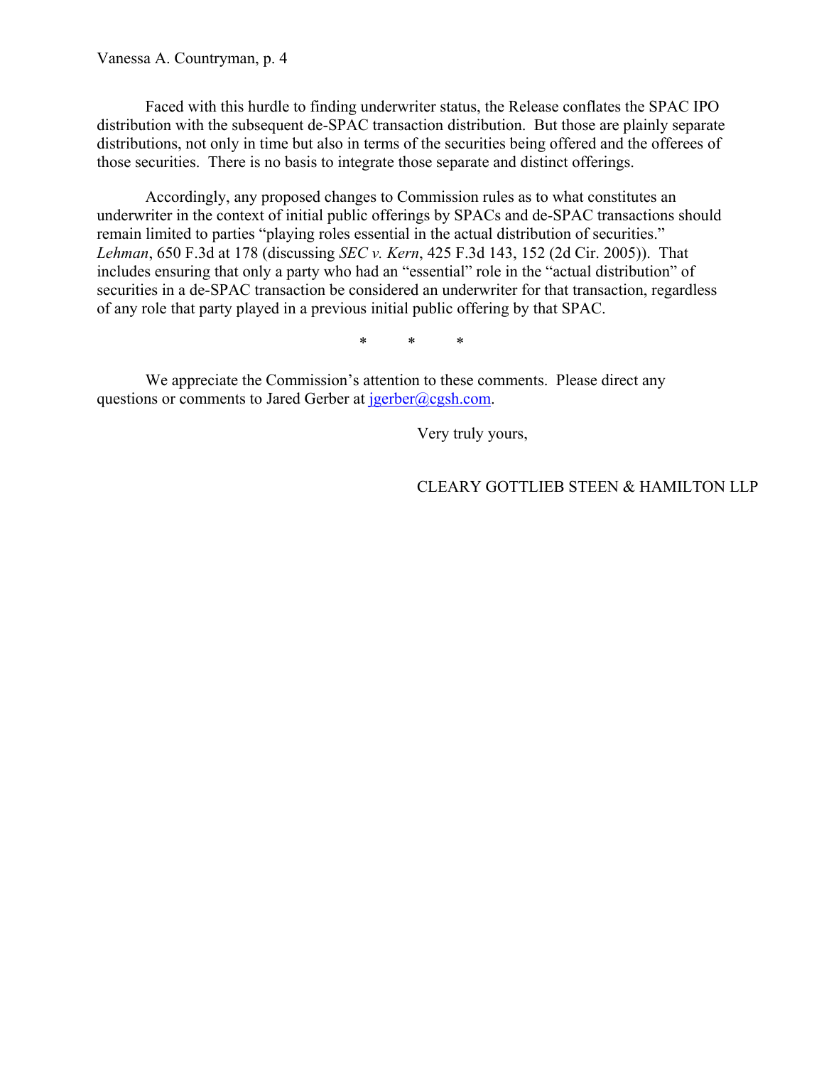Faced with this hurdle to finding underwriter status, the Release conflates the SPAC IPO distribution with the subsequent de-SPAC transaction distribution. But those are plainly separate distributions, not only in time but also in terms of the securities being offered and the offerees of those securities. There is no basis to integrate those separate and distinct offerings.

Accordingly, any proposed changes to Commission rules as to what constitutes an underwriter in the context of initial public offerings by SPACs and de-SPAC transactions should remain limited to parties "playing roles essential in the actual distribution of securities." *Lehman*, 650 F.3d at 178 (discussing *SEC v. Kern*, 425 F.3d 143, 152 (2d Cir. 2005)). That includes ensuring that only a party who had an "essential" role in the "actual distribution" of securities in a de-SPAC transaction be considered an underwriter for that transaction, regardless of any role that party played in a previous initial public offering by that SPAC.

\*          \*          \*

We appreciate the Commission's attention to these comments. Please direct any questions or comments to Jared Gerber at jgerber@cgsh.com.

Very truly yours,

CLEARY GOTTLIEB STEEN & HAMILTON LLP